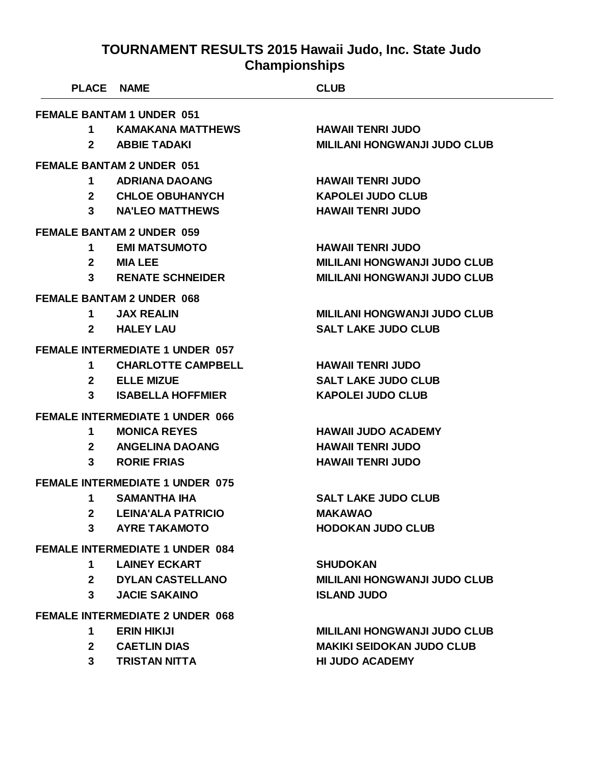# TOURNAMENT RESULTS 2015 Hawaii Judo, Inc. State Judo Championships

| PLACE | NAME | CLUB |
|---|---|---|
| **FEMALE BANTAM 1 UNDER 051** | | |
| 1 | KAMAKANA MATTHEWS | HAWAII TENRI JUDO |
| 2 | ABBIE TADAKI | MILILANI HONGWANJI JUDO CLUB |
| **FEMALE BANTAM 2 UNDER 051** | | |
| 1 | ADRIANA DAOANG | HAWAII TENRI JUDO |
| 2 | CHLOE OBUHANYCH | KAPOLEI JUDO CLUB |
| 3 | NA'LEO MATTHEWS | HAWAII TENRI JUDO |
| **FEMALE BANTAM 2 UNDER 059** | | |
| 1 | EMI MATSUMOTO | HAWAII TENRI JUDO |
| 2 | MIA LEE | MILILANI HONGWANJI JUDO CLUB |
| 3 | RENATE SCHNEIDER | MILILANI HONGWANJI JUDO CLUB |
| **FEMALE BANTAM 2 UNDER 068** | | |
| 1 | JAX REALIN | MILILANI HONGWANJI JUDO CLUB |
| 2 | HALEY LAU | SALT LAKE JUDO CLUB |
| **FEMALE INTERMEDIATE 1 UNDER 057** | | |
| 1 | CHARLOTTE CAMPBELL | HAWAII TENRI JUDO |
| 2 | ELLE MIZUE | SALT LAKE JUDO CLUB |
| 3 | ISABELLA HOFFMIER | KAPOLEI JUDO CLUB |
| **FEMALE INTERMEDIATE 1 UNDER 066** | | |
| 1 | MONICA REYES | HAWAII JUDO ACADEMY |
| 2 | ANGELINA DAOANG | HAWAII TENRI JUDO |
| 3 | RORIE FRIAS | HAWAII TENRI JUDO |
| **FEMALE INTERMEDIATE 1 UNDER 075** | | |
| 1 | SAMANTHA IHA | SALT LAKE JUDO CLUB |
| 2 | LEINA'ALA PATRICIO | MAKAWAO |
| 3 | AYRE TAKAMOTO | HODOKAN JUDO CLUB |
| **FEMALE INTERMEDIATE 1 UNDER 084** | | |
| 1 | LAINEY ECKART | SHUDOKAN |
| 2 | DYLAN CASTELLANO | MILILANI HONGWANJI JUDO CLUB |
| 3 | JACIE SAKAINO | ISLAND JUDO |
| **FEMALE INTERMEDIATE 2 UNDER 068** | | |
| 1 | ERIN HIKIJI | MILILANI HONGWANJI JUDO CLUB |
| 2 | CAETLIN DIAS | MAKIKI SEIDOKAN JUDO CLUB |
| 3 | TRISTAN NITTA | HI JUDO ACADEMY |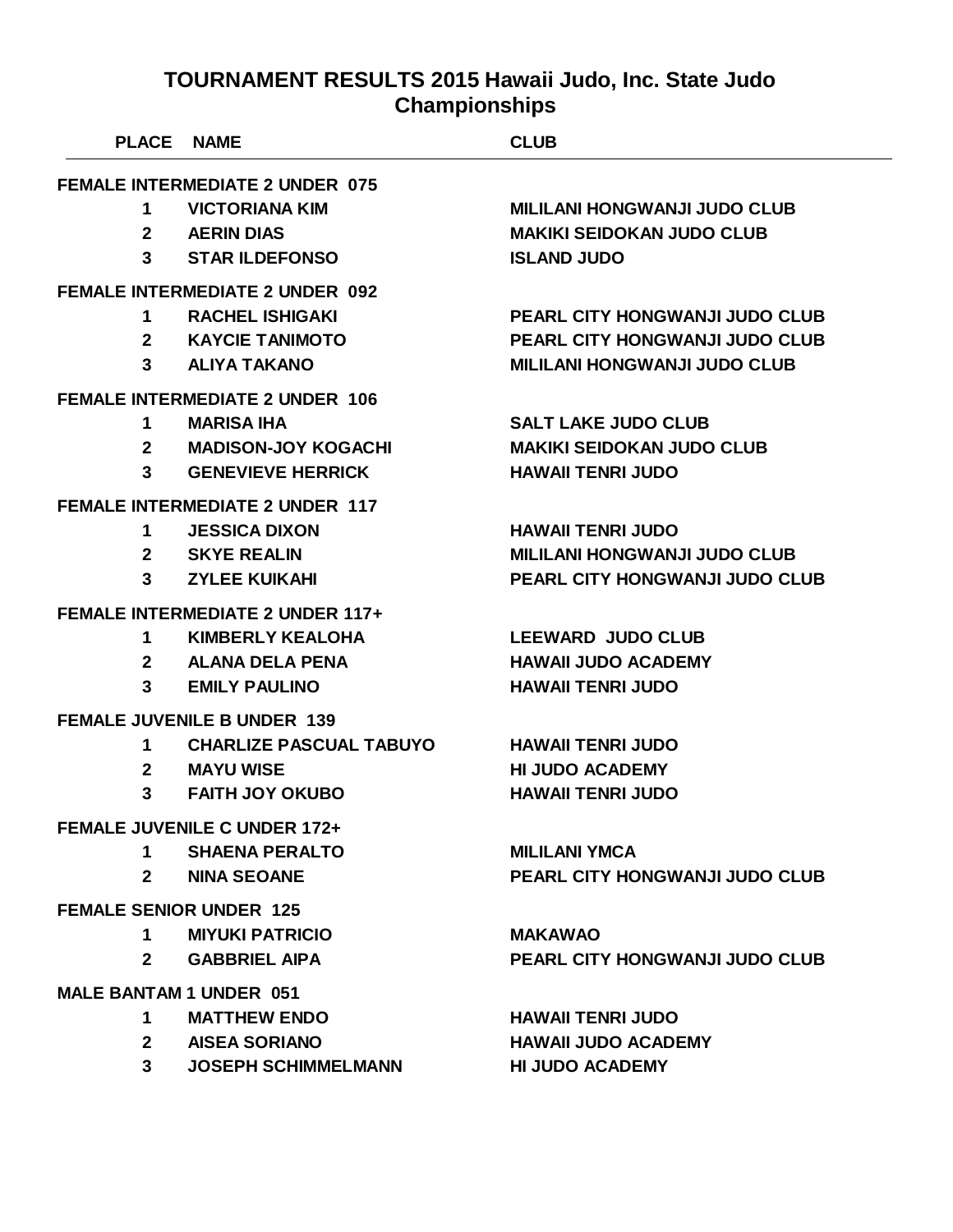# TOURNAMENT RESULTS 2015 Hawaii Judo, Inc. State Judo Championships

| PLACE | NAME | CLUB |
|---|---|---|
| **FEMALE INTERMEDIATE 2 UNDER 075** | | |
| 1 | VICTORIANA KIM | MILILANI HONGWANJI JUDO CLUB |
| 2 | AERIN DIAS | MAKIKI SEIDOKAN JUDO CLUB |
| 3 | STAR ILDEFONSO | ISLAND JUDO |
| **FEMALE INTERMEDIATE 2 UNDER 092** | | |
| 1 | RACHEL ISHIGAKI | PEARL CITY HONGWANJI JUDO CLUB |
| 2 | KAYCIE TANIMOTO | PEARL CITY HONGWANJI JUDO CLUB |
| 3 | ALIYA TAKANO | MILILANI HONGWANJI JUDO CLUB |
| **FEMALE INTERMEDIATE 2 UNDER 106** | | |
| 1 | MARISA IHA | SALT LAKE JUDO CLUB |
| 2 | MADISON-JOY KOGACHI | MAKIKI SEIDOKAN JUDO CLUB |
| 3 | GENEVIEVE HERRICK | HAWAII TENRI JUDO |
| **FEMALE INTERMEDIATE 2 UNDER 117** | | |
| 1 | JESSICA DIXON | HAWAII TENRI JUDO |
| 2 | SKYE REALIN | MILILANI HONGWANJI JUDO CLUB |
| 3 | ZYLEE KUIKAHI | PEARL CITY HONGWANJI JUDO CLUB |
| **FEMALE INTERMEDIATE 2 UNDER 117+** | | |
| 1 | KIMBERLY KEALOHA | LEEWARD JUDO CLUB |
| 2 | ALANA DELA PENA | HAWAII JUDO ACADEMY |
| 3 | EMILY PAULINO | HAWAII TENRI JUDO |
| **FEMALE JUVENILE B UNDER 139** | | |
| 1 | CHARLIZE PASCUAL TABUYO | HAWAII TENRI JUDO |
| 2 | MAYU WISE | HI JUDO ACADEMY |
| 3 | FAITH JOY OKUBO | HAWAII TENRI JUDO |
| **FEMALE JUVENILE C UNDER 172+** | | |
| 1 | SHAENA PERALTO | MILILANI YMCA |
| 2 | NINA SEOANE | PEARL CITY HONGWANJI JUDO CLUB |
| **FEMALE SENIOR UNDER 125** | | |
| 1 | MIYUKI PATRICIO | MAKAWAO |
| 2 | GABBRIEL AIPA | PEARL CITY HONGWANJI JUDO CLUB |
| **MALE BANTAM 1 UNDER 051** | | |
| 1 | MATTHEW ENDO | HAWAII TENRI JUDO |
| 2 | AISEA SORIANO | HAWAII JUDO ACADEMY |
| 3 | JOSEPH SCHIMMELMANN | HI JUDO ACADEMY |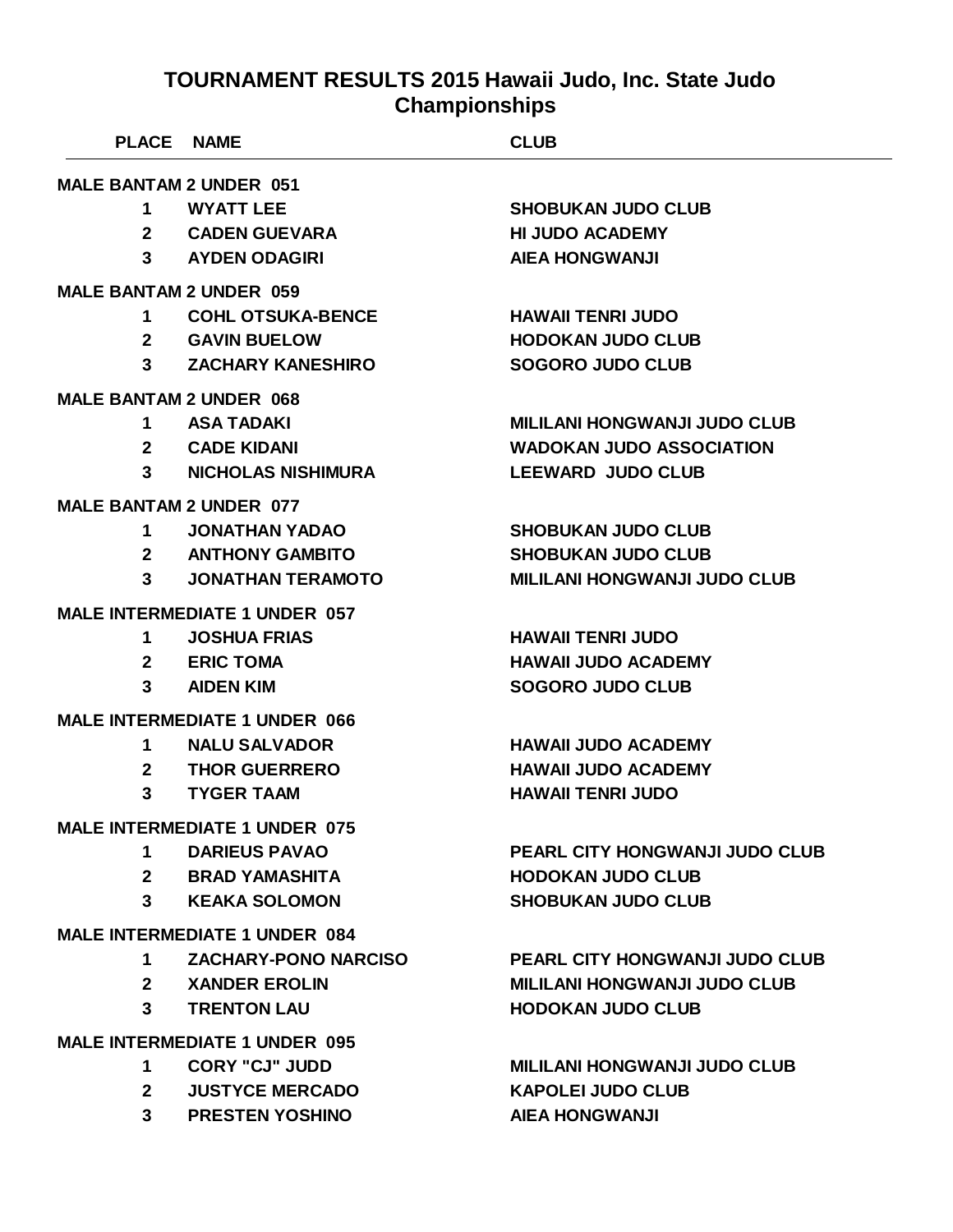# TOURNAMENT RESULTS 2015 Hawaii Judo, Inc. State Judo Championships

| PLACE | NAME | CLUB |
|---|---|---|
| **MALE BANTAM 2 UNDER 051** | | |
| 1 | WYATT LEE | SHOBUKAN JUDO CLUB |
| 2 | CADEN GUEVARA | HI JUDO ACADEMY |
| 3 | AYDEN ODAGIRI | AIEA HONGWANJI |
| **MALE BANTAM 2 UNDER 059** | | |
| 1 | COHL OTSUKA-BENCE | HAWAII TENRI JUDO |
| 2 | GAVIN BUELOW | HODOKAN JUDO CLUB |
| 3 | ZACHARY KANESHIRO | SOGORO JUDO CLUB |
| **MALE BANTAM 2 UNDER 068** | | |
| 1 | ASA TADAKI | MILILANI HONGWANJI JUDO CLUB |
| 2 | CADE KIDANI | WADOKAN JUDO ASSOCIATION |
| 3 | NICHOLAS NISHIMURA | LEEWARD JUDO CLUB |
| **MALE BANTAM 2 UNDER 077** | | |
| 1 | JONATHAN YADAO | SHOBUKAN JUDO CLUB |
| 2 | ANTHONY GAMBITO | SHOBUKAN JUDO CLUB |
| 3 | JONATHAN TERAMOTO | MILILANI HONGWANJI JUDO CLUB |
| **MALE INTERMEDIATE 1 UNDER 057** | | |
| 1 | JOSHUA FRIAS | HAWAII TENRI JUDO |
| 2 | ERIC TOMA | HAWAII JUDO ACADEMY |
| 3 | AIDEN KIM | SOGORO JUDO CLUB |
| **MALE INTERMEDIATE 1 UNDER 066** | | |
| 1 | NALU SALVADOR | HAWAII JUDO ACADEMY |
| 2 | THOR GUERRERO | HAWAII JUDO ACADEMY |
| 3 | TYGER TAAM | HAWAII TENRI JUDO |
| **MALE INTERMEDIATE 1 UNDER 075** | | |
| 1 | DARIEUS PAVAO | PEARL CITY HONGWANJI JUDO CLUB |
| 2 | BRAD YAMASHITA | HODOKAN JUDO CLUB |
| 3 | KEAKA SOLOMON | SHOBUKAN JUDO CLUB |
| **MALE INTERMEDIATE 1 UNDER 084** | | |
| 1 | ZACHARY-PONO NARCISO | PEARL CITY HONGWANJI JUDO CLUB |
| 2 | XANDER EROLIN | MILILANI HONGWANJI JUDO CLUB |
| 3 | TRENTON LAU | HODOKAN JUDO CLUB |
| **MALE INTERMEDIATE 1 UNDER 095** | | |
| 1 | CORY "CJ" JUDD | MILILANI HONGWANJI JUDO CLUB |
| 2 | JUSTYCE MERCADO | KAPOLEI JUDO CLUB |
| 3 | PRESTEN YOSHINO | AIEA HONGWANJI |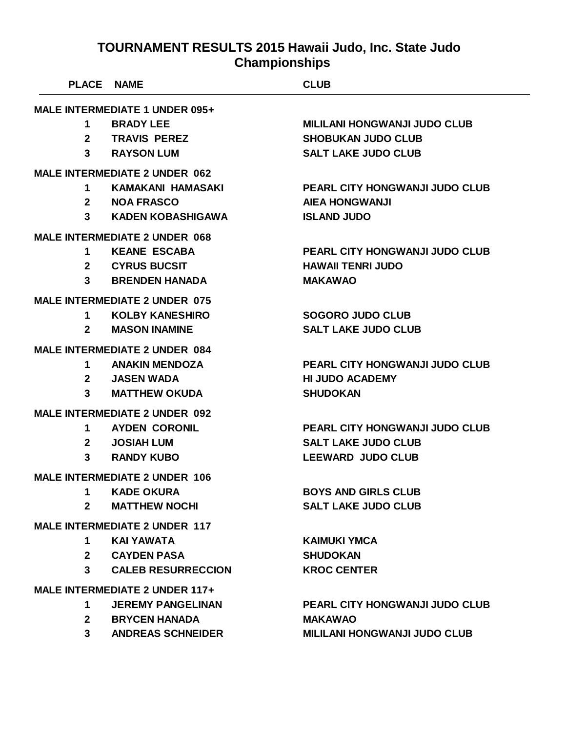# TOURNAMENT RESULTS 2015 Hawaii Judo, Inc. State Judo Championships

| PLACE | NAME | CLUB |
|---|---|---|
| **MALE INTERMEDIATE 1 UNDER 095+** | | |
| 1 | BRADY LEE | MILILANI HONGWANJI JUDO CLUB |
| 2 | TRAVIS PEREZ | SHOBUKAN JUDO CLUB |
| 3 | RAYSON LUM | SALT LAKE JUDO CLUB |
| **MALE INTERMEDIATE 2 UNDER 062** | | |
| 1 | KAMAKANI HAMASAKI | PEARL CITY HONGWANJI JUDO CLUB |
| 2 | NOA FRASCO | AIEA HONGWANJI |
| 3 | KADEN KOBASHIGAWA | ISLAND JUDO |
| **MALE INTERMEDIATE 2 UNDER 068** | | |
| 1 | KEANE ESCABA | PEARL CITY HONGWANJI JUDO CLUB |
| 2 | CYRUS BUCSIT | HAWAII TENRI JUDO |
| 3 | BRENDEN HANADA | MAKAWAO |
| **MALE INTERMEDIATE 2 UNDER 075** | | |
| 1 | KOLBY KANESHIRO | SOGORO JUDO CLUB |
| 2 | MASON INAMINE | SALT LAKE JUDO CLUB |
| **MALE INTERMEDIATE 2 UNDER 084** | | |
| 1 | ANAKIN MENDOZA | PEARL CITY HONGWANJI JUDO CLUB |
| 2 | JASEN WADA | HI JUDO ACADEMY |
| 3 | MATTHEW OKUDA | SHUDOKAN |
| **MALE INTERMEDIATE 2 UNDER 092** | | |
| 1 | AYDEN CORONIL | PEARL CITY HONGWANJI JUDO CLUB |
| 2 | JOSIAH LUM | SALT LAKE JUDO CLUB |
| 3 | RANDY KUBO | LEEWARD JUDO CLUB |
| **MALE INTERMEDIATE 2 UNDER 106** | | |
| 1 | KADE OKURA | BOYS AND GIRLS CLUB |
| 2 | MATTHEW NOCHI | SALT LAKE JUDO CLUB |
| **MALE INTERMEDIATE 2 UNDER 117** | | |
| 1 | KAI YAWATA | KAIMUKI YMCA |
| 2 | CAYDEN PASA | SHUDOKAN |
| 3 | CALEB RESURRECCION | KROC CENTER |
| **MALE INTERMEDIATE 2 UNDER 117+** | | |
| 1 | JEREMY PANGELINAN | PEARL CITY HONGWANJI JUDO CLUB |
| 2 | BRYCEN HANADA | MAKAWAO |
| 3 | ANDREAS SCHNEIDER | MILILANI HONGWANJI JUDO CLUB |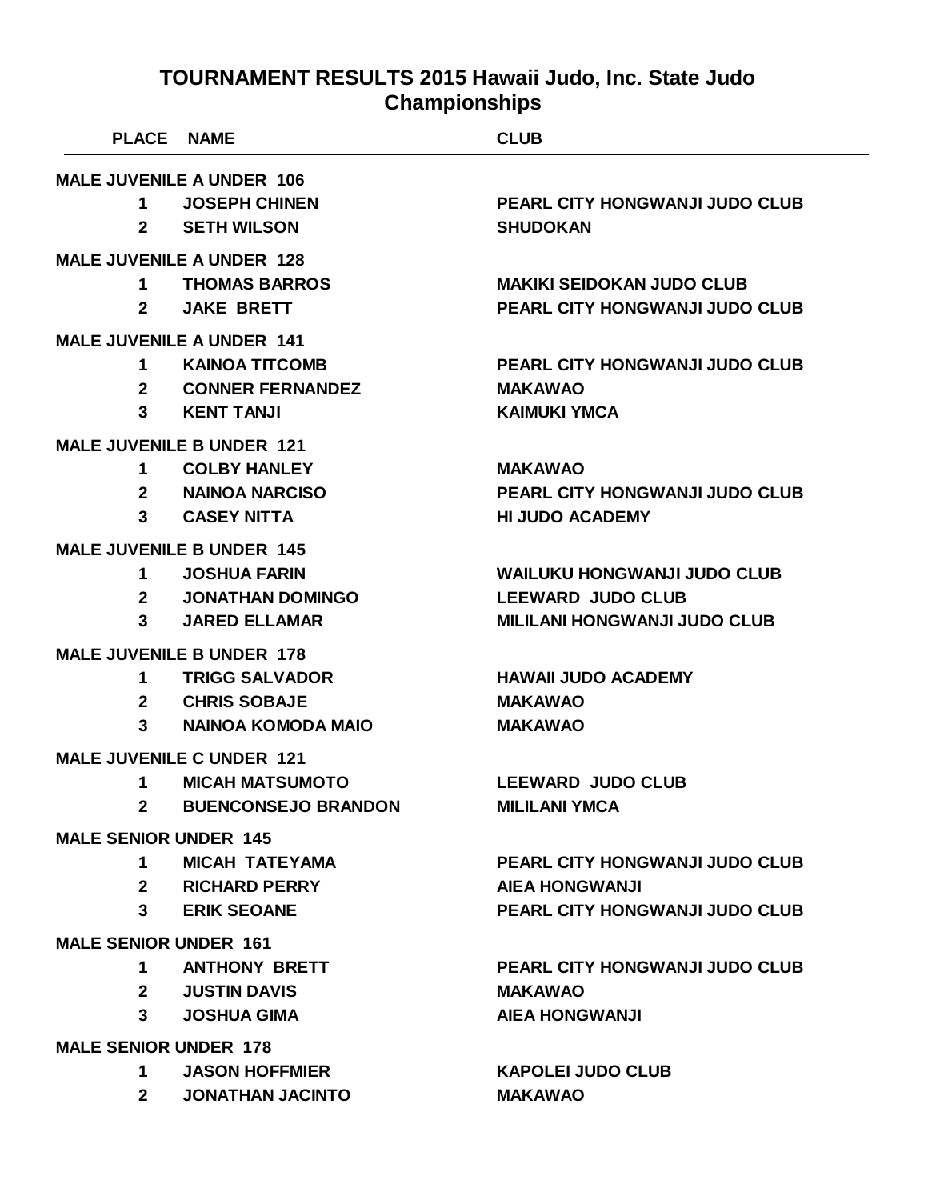# TOURNAMENT RESULTS 2015 Hawaii Judo, Inc. State Judo Championships

| PLACE | NAME | CLUB |
|---|---|---|
| **MALE JUVENILE A UNDER 106** | | |
| 1 | JOSEPH CHINEN | PEARL CITY HONGWANJI JUDO CLUB |
| 2 | SETH WILSON | SHUDOKAN |
| **MALE JUVENILE A UNDER 128** | | |
| 1 | THOMAS BARROS | MAKIKI SEIDOKAN JUDO CLUB |
| 2 | JAKE BRETT | PEARL CITY HONGWANJI JUDO CLUB |
| **MALE JUVENILE A UNDER 141** | | |
| 1 | KAINOA TITCOMB | PEARL CITY HONGWANJI JUDO CLUB |
| 2 | CONNER FERNANDEZ | MAKAWAO |
| 3 | KENT TANJI | KAIMUKI YMCA |
| **MALE JUVENILE B UNDER 121** | | |
| 1 | COLBY HANLEY | MAKAWAO |
| 2 | NAINOA NARCISO | PEARL CITY HONGWANJI JUDO CLUB |
| 3 | CASEY NITTA | HI JUDO ACADEMY |
| **MALE JUVENILE B UNDER 145** | | |
| 1 | JOSHUA FARIN | WAILUKU HONGWANJI JUDO CLUB |
| 2 | JONATHAN DOMINGO | LEEWARD JUDO CLUB |
| 3 | JARED ELLAMAR | MILILANI HONGWANJI JUDO CLUB |
| **MALE JUVENILE B UNDER 178** | | |
| 1 | TRIGG SALVADOR | HAWAII JUDO ACADEMY |
| 2 | CHRIS SOBAJE | MAKAWAO |
| 3 | NAINOA KOMODA MAIO | MAKAWAO |
| **MALE JUVENILE C UNDER 121** | | |
| 1 | MICAH MATSUMOTO | LEEWARD JUDO CLUB |
| 2 | BUENCONSEJO BRANDON | MILILANI YMCA |
| **MALE SENIOR UNDER 145** | | |
| 1 | MICAH TATEYAMA | PEARL CITY HONGWANJI JUDO CLUB |
| 2 | RICHARD PERRY | AIEA HONGWANJI |
| 3 | ERIK SEOANE | PEARL CITY HONGWANJI JUDO CLUB |
| **MALE SENIOR UNDER 161** | | |
| 1 | ANTHONY BRETT | PEARL CITY HONGWANJI JUDO CLUB |
| 2 | JUSTIN DAVIS | MAKAWAO |
| 3 | JOSHUA GIMA | AIEA HONGWANJI |
| **MALE SENIOR UNDER 178** | | |
| 1 | JASON HOFFMIER | KAPOLEI JUDO CLUB |
| 2 | JONATHAN JACINTO | MAKAWAO |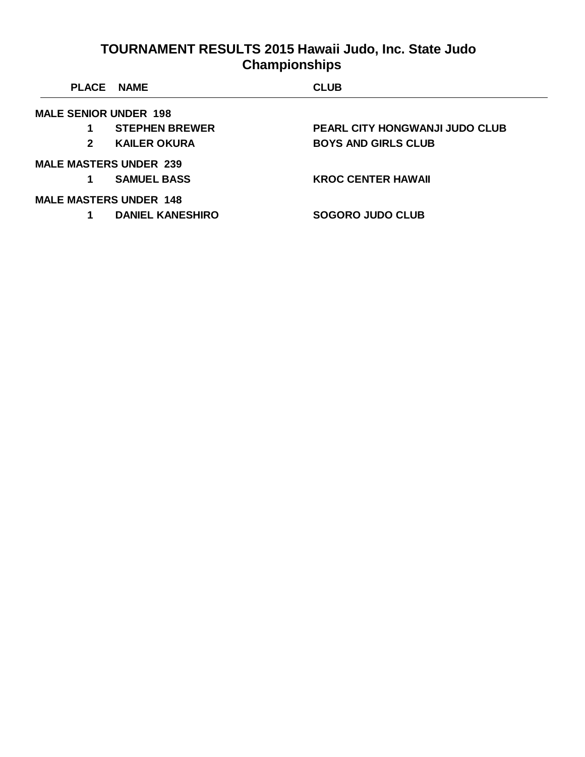# TOURNAMENT RESULTS 2015 Hawaii Judo, Inc. State Judo Championships

| PLACE | NAME | CLUB |
|---|---|---|
| **MALE SENIOR UNDER 198** | | |
| 1 | STEPHEN BREWER | PEARL CITY HONGWANJI JUDO CLUB |
| 2 | KAILER OKURA | BOYS AND GIRLS CLUB |
| **MALE MASTERS UNDER 239** | | |
| 1 | SAMUEL BASS | KROC CENTER HAWAII |
| **MALE MASTERS UNDER 148** | | |
| 1 | DANIEL KANESHIRO | SOGORO JUDO CLUB |